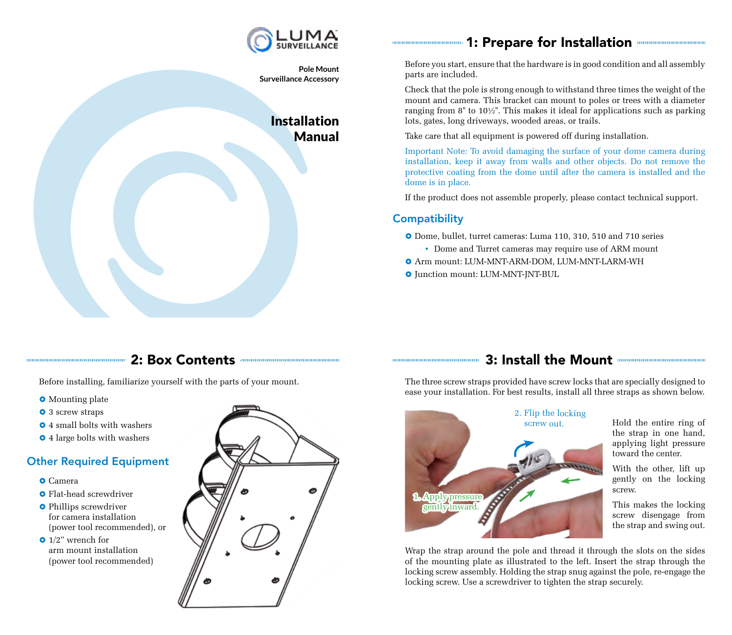LUMA SURVEILLANCE

**Pole Mount**
**Surveillance Accessory**

# Installation Manual

## 1: Prepare for Installation

Before you start, ensure that the hardware is in good condition and all assembly parts are included.

Check that the pole is strong enough to withstand three times the weight of the mount and camera. This bracket can mount to poles or trees with a diameter ranging from 8" to 10½". This makes it ideal for applications such as parking lots, gates, long driveways, wooded areas, or trails.

Take care that all equipment is powered off during installation.

Important Note: To avoid damaging the surface of your dome camera during installation, keep it away from walls and other objects. Do not remove the protective coating from the dome until after the camera is installed and the dome is in place.

If the product does not assemble properly, please contact technical support.

### Compatibility

- Dome, bullet, turret cameras: Luma 110, 310, 510 and 710 series
  - Dome and Turret cameras may require use of ARM mount
- Arm mount: LUM-MNT-ARM-DOM, LUM-MNT-LARM-WH
- Junction mount: LUM-MNT-JNT-BUL

## 2: Box Contents

Before installing, familiarize yourself with the parts of your mount.

- Mounting plate
- 3 screw straps
- 4 small bolts with washers
- 4 large bolts with washers

### Other Required Equipment

- Camera
- Flat-head screwdriver
- Phillips screwdriver for camera installation (power tool recommended), or
- 1/2" wrench for arm mount installation (power tool recommended)

## 3: Install the Mount

The three screw straps provided have screw locks that are specially designed to ease your installation. For best results, install all three straps as shown below.

1. Apply pressure gently inward.
2. Flip the locking screw out.

Hold the entire ring of the strap in one hand, applying light pressure toward the center.

With the other, lift up gently on the locking screw.

This makes the locking screw disengage from the strap and swing out.

Wrap the strap around the pole and thread it through the slots on the sides of the mounting plate as illustrated to the left. Insert the strap through the locking screw assembly. Holding the strap snug against the pole, re-engage the locking screw. Use a screwdriver to tighten the strap securely.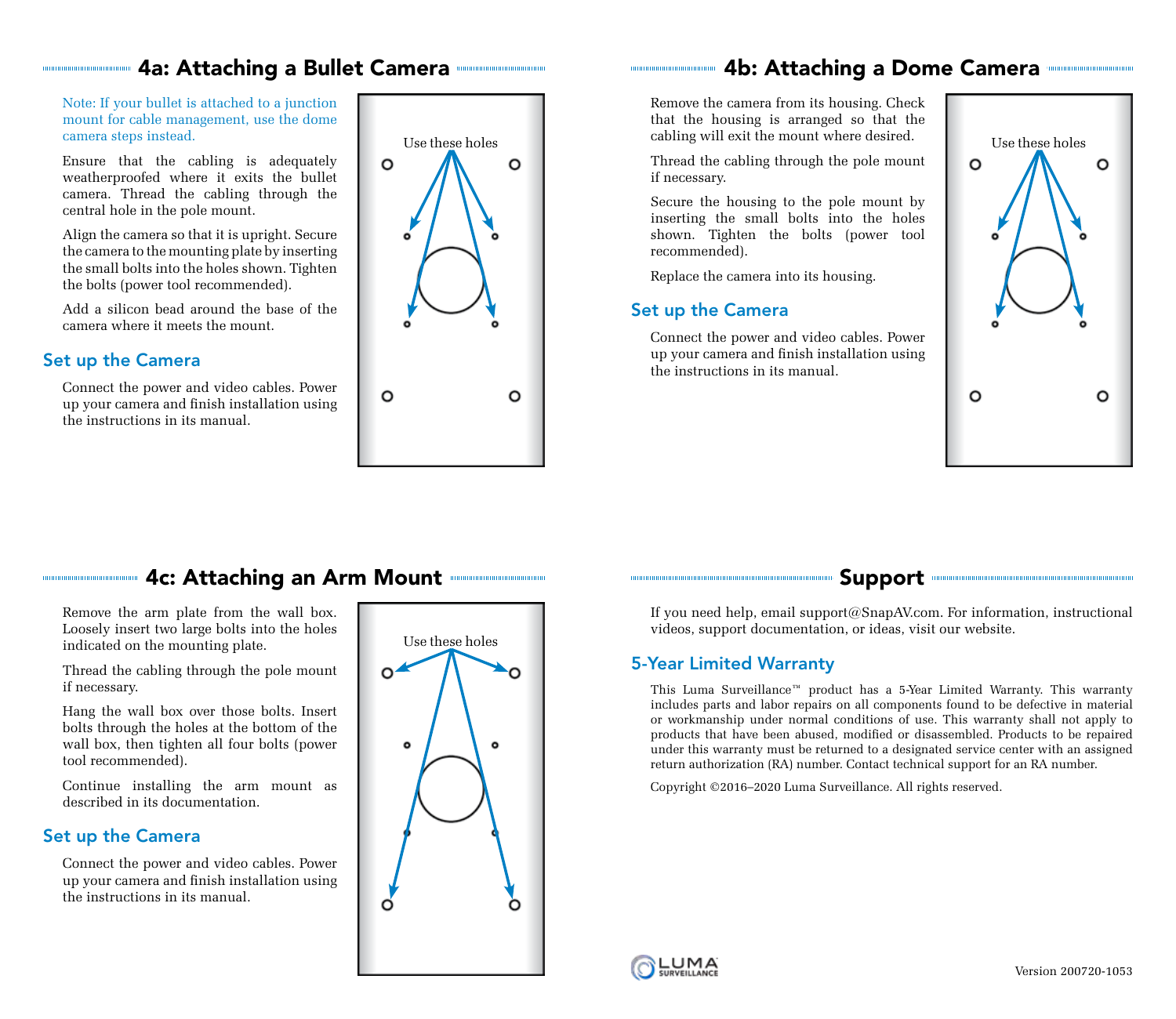## 4a: Attaching a Bullet Camera

Note: If your bullet is attached to a junction mount for cable management, use the dome camera steps instead.

Ensure that the cabling is adequately weatherproofed where it exits the bullet camera. Thread the cabling through the central hole in the pole mount.

Align the camera so that it is upright. Secure the camera to the mounting plate by inserting the small bolts into the holes shown. Tighten the bolts (power tool recommended).

Add a silicon bead around the base of the camera where it meets the mount.

Use these holes

### Set up the Camera

Connect the power and video cables. Power up your camera and finish installation using the instructions in its manual.

## 4b: Attaching a Dome Camera

Remove the camera from its housing. Check that the housing is arranged so that the cabling will exit the mount where desired.

Thread the cabling through the pole mount if necessary.

Secure the housing to the pole mount by inserting the small bolts into the holes shown. Tighten the bolts (power tool recommended).

Replace the camera into its housing.

Use these holes

### Set up the Camera

Connect the power and video cables. Power up your camera and finish installation using the instructions in its manual.

## 4c: Attaching an Arm Mount

Remove the arm plate from the wall box. Loosely insert two large bolts into the holes indicated on the mounting plate.

Thread the cabling through the pole mount if necessary.

Hang the wall box over those bolts. Insert bolts through the holes at the bottom of the wall box, then tighten all four bolts (power tool recommended).

Continue installing the arm mount as described in its documentation.

Use these holes

### Set up the Camera

Connect the power and video cables. Power up your camera and finish installation using the instructions in its manual.

## Support

If you need help, email support@SnapAV.com. For information, instructional videos, support documentation, or ideas, visit our website.

### 5-Year Limited Warranty

This Luma Surveillance™ product has a 5-Year Limited Warranty. This warranty includes parts and labor repairs on all components found to be defective in material or workmanship under normal conditions of use. This warranty shall not apply to products that have been abused, modified or disassembled. Products to be repaired under this warranty must be returned to a designated service center with an assigned return authorization (RA) number. Contact technical support for an RA number.

Copyright ©2016–2020 Luma Surveillance. All rights reserved.

LUMA SURVEILLANCE

Version 200720-1053